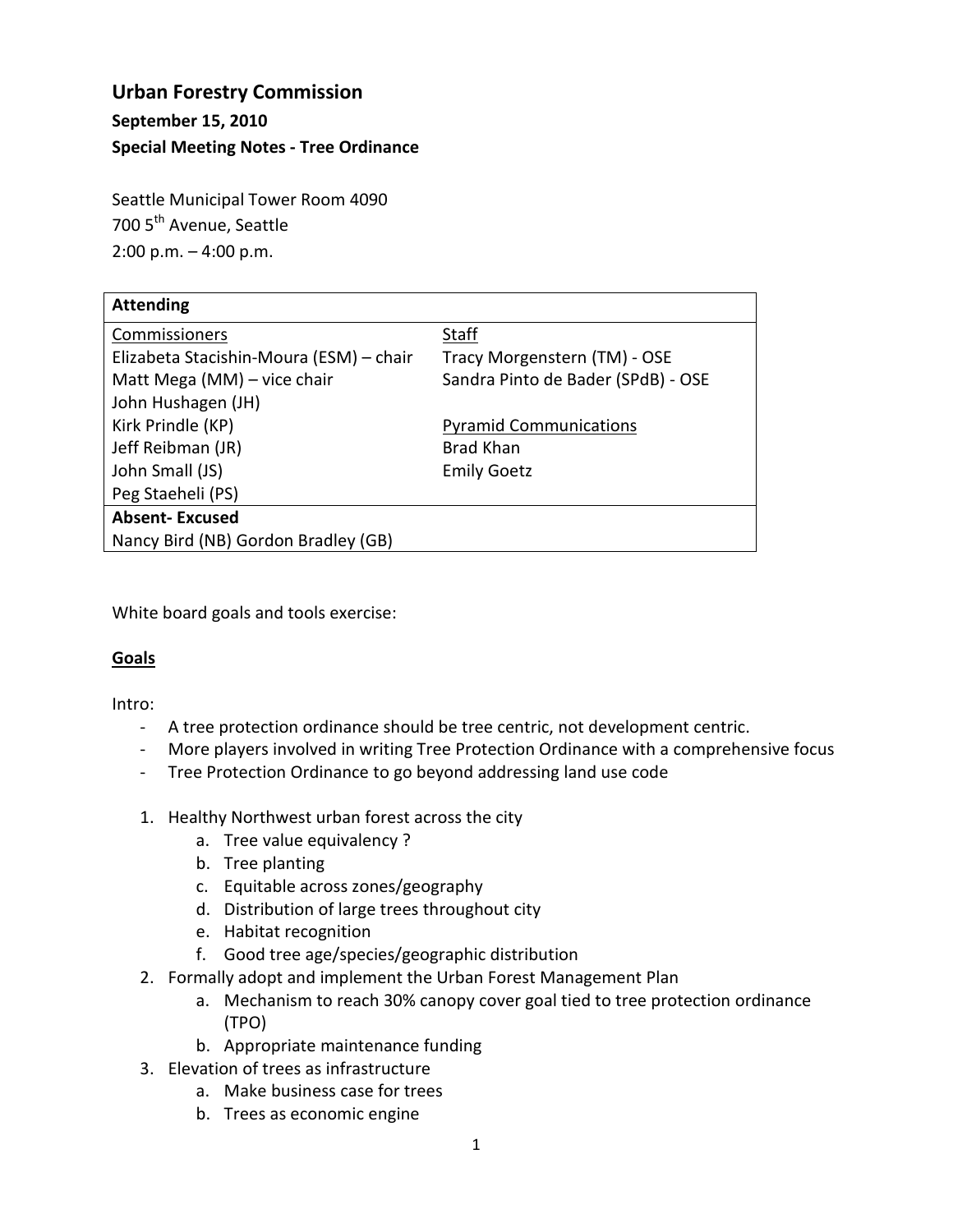# Urban Forestry Commission

**September 15, 2010**

**Special Meeting Notes - Tree Ordinance**

Seattle Municipal Tower Room 4090
700 5th Avenue, Seattle
2:00 p.m. – 4:00 p.m.

| **Attending** | |
|---|---|
| Commissioners | Staff |
| Elizabeta Stacishin-Moura (ESM) – chair | Tracy Morgenstern (TM) - OSE |
| Matt Mega (MM) – vice chair | Sandra Pinto de Bader (SPdB) - OSE |
| John Hushagen (JH) | |
| Kirk Prindle (KP) | Pyramid Communications |
| Jeff Reibman (JR) | Brad Khan |
| John Small (JS) | Emily Goetz |
| Peg Staeheli (PS) | |
| **Absent- Excused** | |
| Nancy Bird (NB) Gordon Bradley (GB) | |

White board goals and tools exercise:

## Goals

Intro:

- A tree protection ordinance should be tree centric, not development centric.
- More players involved in writing Tree Protection Ordinance with a comprehensive focus
- Tree Protection Ordinance to go beyond addressing land use code

1. Healthy Northwest urban forest across the city
   a. Tree value equivalency ?
   b. Tree planting
   c. Equitable across zones/geography
   d. Distribution of large trees throughout city
   e. Habitat recognition
   f. Good tree age/species/geographic distribution
2. Formally adopt and implement the Urban Forest Management Plan
   a. Mechanism to reach 30% canopy cover goal tied to tree protection ordinance (TPO)
   b. Appropriate maintenance funding
3. Elevation of trees as infrastructure
   a. Make business case for trees
   b. Trees as economic engine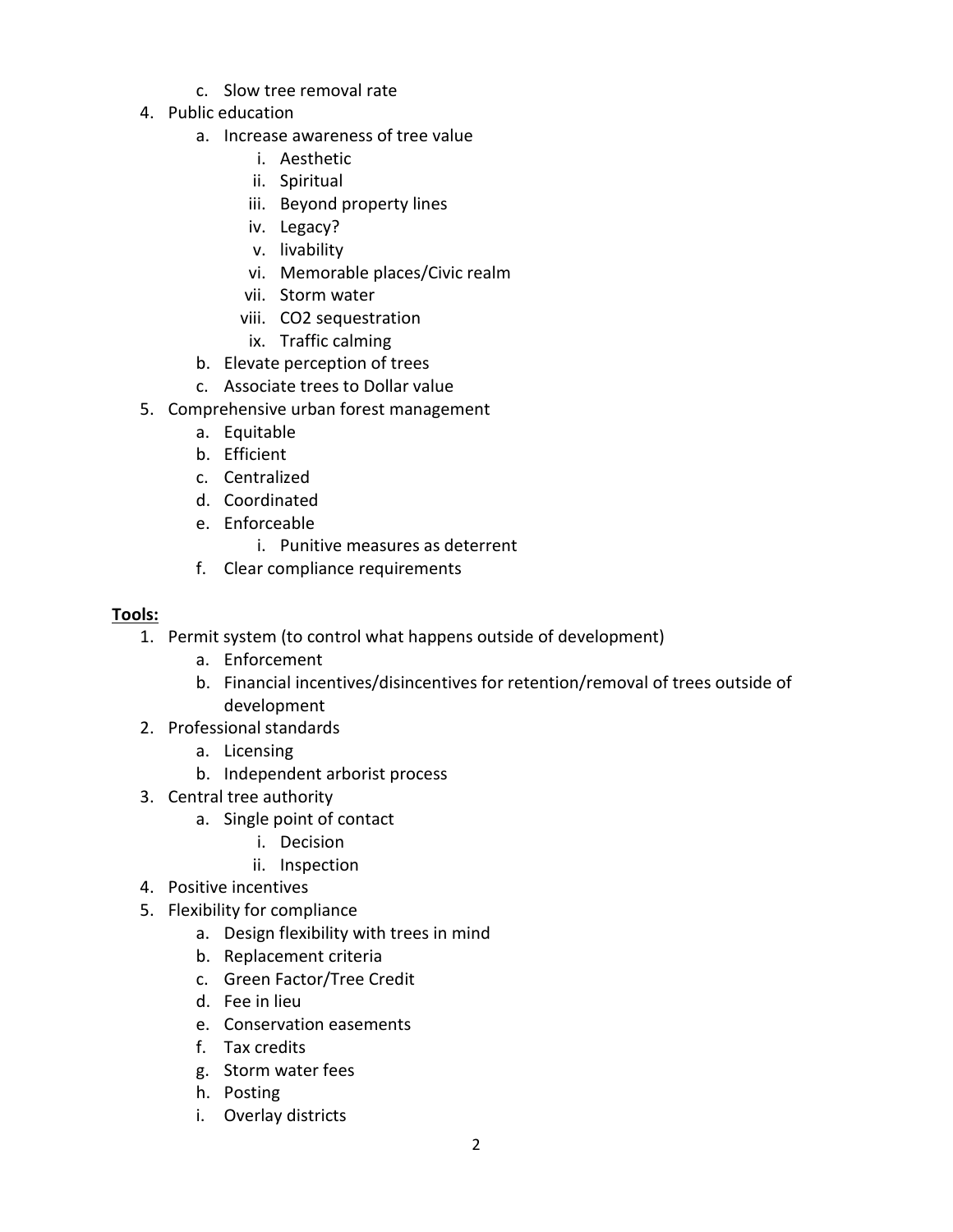c. Slow tree removal rate
4. Public education
   a. Increase awareness of tree value
      i. Aesthetic
      ii. Spiritual
      iii. Beyond property lines
      iv. Legacy?
      v. livability
      vi. Memorable places/Civic realm
      vii. Storm water
      viii. $CO_2$ sequestration
      ix. Traffic calming
   b. Elevate perception of trees
   c. Associate trees to Dollar value
5. Comprehensive urban forest management
   a. Equitable
   b. Efficient
   c. Centralized
   d. Coordinated
   e. Enforceable
      i. Punitive measures as deterrent
   f. Clear compliance requirements

**Tools:**

1. Permit system (to control what happens outside of development)
   a. Enforcement
   b. Financial incentives/disincentives for retention/removal of trees outside of development
2. Professional standards
   a. Licensing
   b. Independent arborist process
3. Central tree authority
   a. Single point of contact
      i. Decision
      ii. Inspection
4. Positive incentives
5. Flexibility for compliance
   a. Design flexibility with trees in mind
   b. Replacement criteria
   c. Green Factor/Tree Credit
   d. Fee in lieu
   e. Conservation easements
   f. Tax credits
   g. Storm water fees
   h. Posting
   i. Overlay districts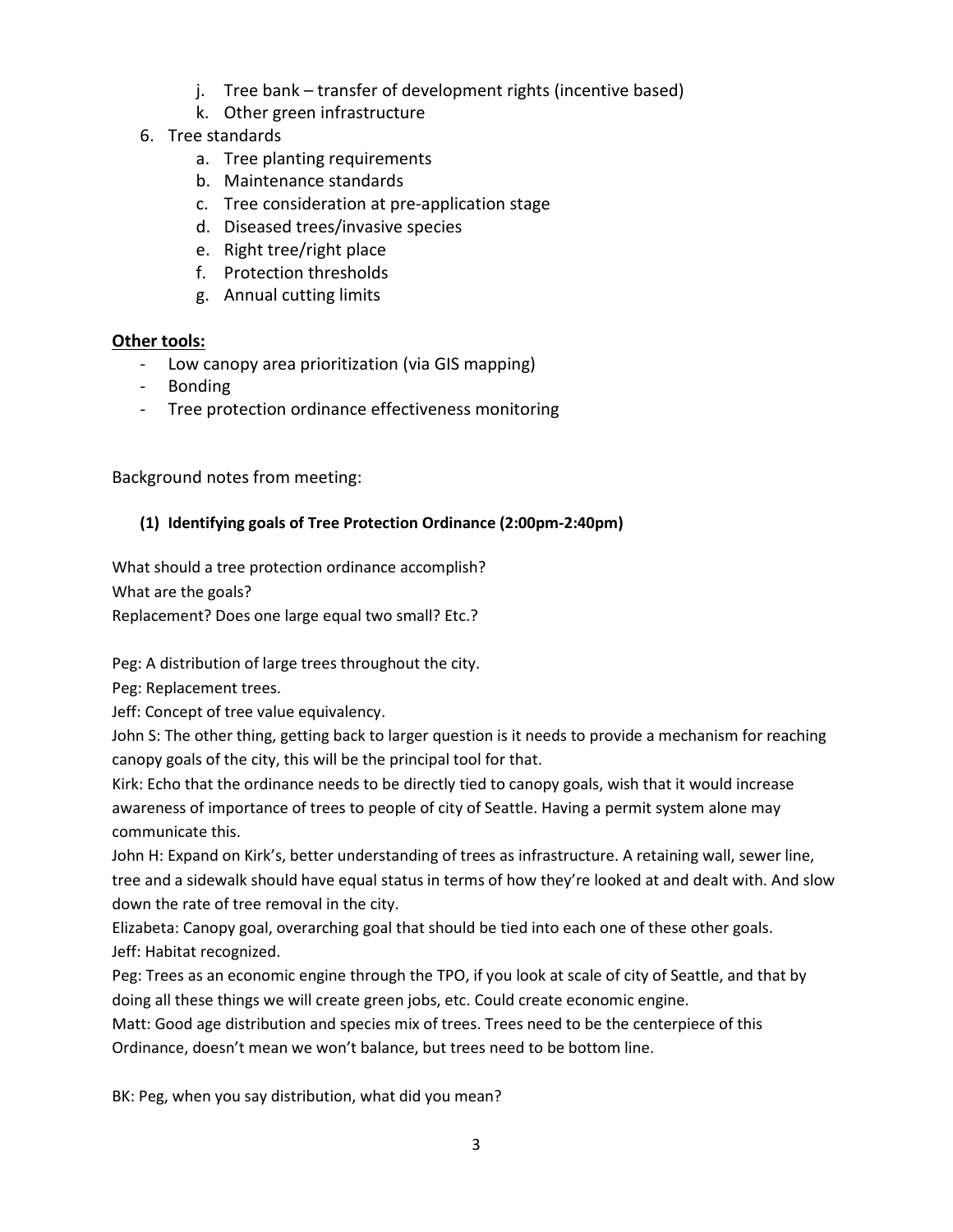j. Tree bank – transfer of development rights (incentive based)
   k. Other green infrastructure
6. Tree standards
   a. Tree planting requirements
   b. Maintenance standards
   c. Tree consideration at pre-application stage
   d. Diseased trees/invasive species
   e. Right tree/right place
   f. Protection thresholds
   g. Annual cutting limits

**<u>Other tools:</u>**

- Low canopy area prioritization (via GIS mapping)
- Bonding
- Tree protection ordinance effectiveness monitoring

Background notes from meeting:

#### (1) Identifying goals of Tree Protection Ordinance (2:00pm-2:40pm)

What should a tree protection ordinance accomplish?
What are the goals?
Replacement? Does one large equal two small? Etc.?

Peg: A distribution of large trees throughout the city.
Peg: Replacement trees.
Jeff: Concept of tree value equivalency.
John S: The other thing, getting back to larger question is it needs to provide a mechanism for reaching canopy goals of the city, this will be the principal tool for that.
Kirk: Echo that the ordinance needs to be directly tied to canopy goals, wish that it would increase awareness of importance of trees to people of city of Seattle. Having a permit system alone may communicate this.
John H: Expand on Kirk's, better understanding of trees as infrastructure. A retaining wall, sewer line, tree and a sidewalk should have equal status in terms of how they're looked at and dealt with. And slow down the rate of tree removal in the city.
Elizabeta: Canopy goal, overarching goal that should be tied into each one of these other goals.
Jeff: Habitat recognized.
Peg: Trees as an economic engine through the TPO, if you look at scale of city of Seattle, and that by doing all these things we will create green jobs, etc. Could create economic engine.
Matt: Good age distribution and species mix of trees. Trees need to be the centerpiece of this Ordinance, doesn't mean we won't balance, but trees need to be bottom line.

BK: Peg, when you say distribution, what did you mean?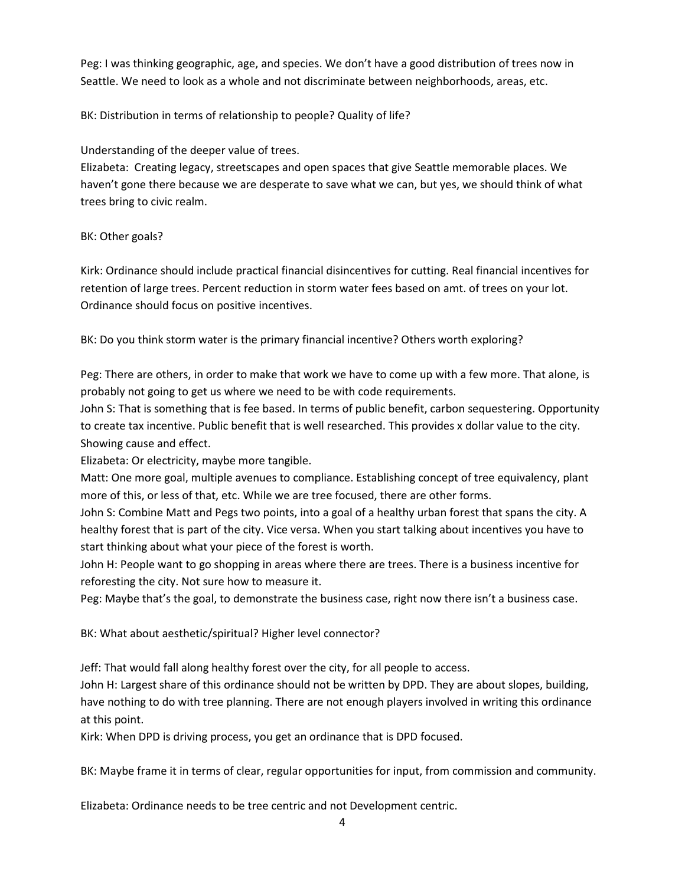Peg: I was thinking geographic, age, and species. We don't have a good distribution of trees now in Seattle. We need to look as a whole and not discriminate between neighborhoods, areas, etc.

BK: Distribution in terms of relationship to people? Quality of life?

Understanding of the deeper value of trees.
Elizabeta: Creating legacy, streetscapes and open spaces that give Seattle memorable places. We haven't gone there because we are desperate to save what we can, but yes, we should think of what trees bring to civic realm.

BK: Other goals?

Kirk: Ordinance should include practical financial disincentives for cutting. Real financial incentives for retention of large trees. Percent reduction in storm water fees based on amt. of trees on your lot. Ordinance should focus on positive incentives.

BK: Do you think storm water is the primary financial incentive? Others worth exploring?

Peg: There are others, in order to make that work we have to come up with a few more. That alone, is probably not going to get us where we need to be with code requirements.
John S: That is something that is fee based. In terms of public benefit, carbon sequestering. Opportunity to create tax incentive. Public benefit that is well researched. This provides x dollar value to the city. Showing cause and effect.
Elizabeta: Or electricity, maybe more tangible.
Matt: One more goal, multiple avenues to compliance. Establishing concept of tree equivalency, plant more of this, or less of that, etc. While we are tree focused, there are other forms.
John S: Combine Matt and Pegs two points, into a goal of a healthy urban forest that spans the city. A healthy forest that is part of the city. Vice versa. When you start talking about incentives you have to start thinking about what your piece of the forest is worth.
John H: People want to go shopping in areas where there are trees. There is a business incentive for reforesting the city. Not sure how to measure it.
Peg: Maybe that's the goal, to demonstrate the business case, right now there isn't a business case.

BK: What about aesthetic/spiritual? Higher level connector?

Jeff: That would fall along healthy forest over the city, for all people to access.
John H: Largest share of this ordinance should not be written by DPD. They are about slopes, building, have nothing to do with tree planning. There are not enough players involved in writing this ordinance at this point.
Kirk: When DPD is driving process, you get an ordinance that is DPD focused.

BK: Maybe frame it in terms of clear, regular opportunities for input, from commission and community.

Elizabeta: Ordinance needs to be tree centric and not Development centric.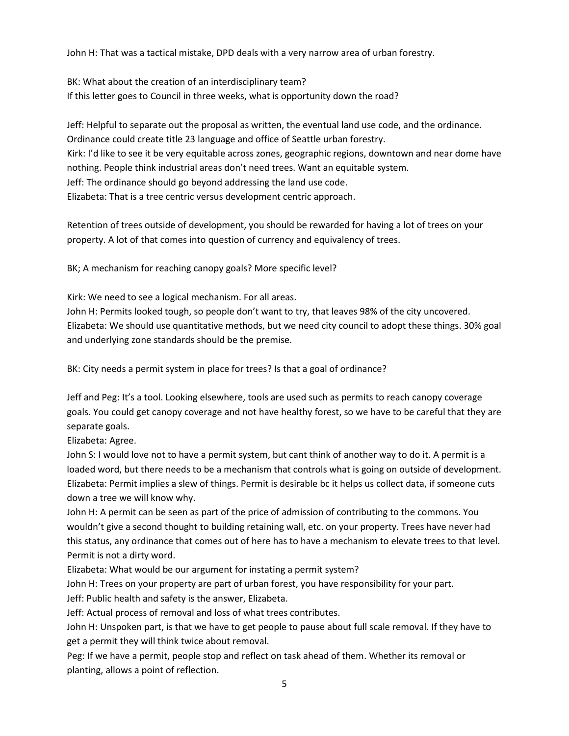John H: That was a tactical mistake, DPD deals with a very narrow area of urban forestry.

BK: What about the creation of an interdisciplinary team?
If this letter goes to Council in three weeks, what is opportunity down the road?

Jeff: Helpful to separate out the proposal as written, the eventual land use code, and the ordinance. Ordinance could create title 23 language and office of Seattle urban forestry.
Kirk: I'd like to see it be very equitable across zones, geographic regions, downtown and near dome have nothing. People think industrial areas don't need trees. Want an equitable system.
Jeff: The ordinance should go beyond addressing the land use code.
Elizabeta: That is a tree centric versus development centric approach.

Retention of trees outside of development, you should be rewarded for having a lot of trees on your property. A lot of that comes into question of currency and equivalency of trees.

BK; A mechanism for reaching canopy goals? More specific level?

Kirk: We need to see a logical mechanism. For all areas.
John H: Permits looked tough, so people don't want to try, that leaves 98% of the city uncovered.
Elizabeta: We should use quantitative methods, but we need city council to adopt these things. 30% goal and underlying zone standards should be the premise.

BK: City needs a permit system in place for trees? Is that a goal of ordinance?

Jeff and Peg: It's a tool. Looking elsewhere, tools are used such as permits to reach canopy coverage goals. You could get canopy coverage and not have healthy forest, so we have to be careful that they are separate goals.
Elizabeta: Agree.
John S: I would love not to have a permit system, but cant think of another way to do it. A permit is a loaded word, but there needs to be a mechanism that controls what is going on outside of development.
Elizabeta: Permit implies a slew of things. Permit is desirable bc it helps us collect data, if someone cuts down a tree we will know why.
John H: A permit can be seen as part of the price of admission of contributing to the commons. You wouldn't give a second thought to building retaining wall, etc. on your property. Trees have never had this status, any ordinance that comes out of here has to have a mechanism to elevate trees to that level. Permit is not a dirty word.
Elizabeta: What would be our argument for instating a permit system?
John H: Trees on your property are part of urban forest, you have responsibility for your part.
Jeff: Public health and safety is the answer, Elizabeta.
Jeff: Actual process of removal and loss of what trees contributes.
John H: Unspoken part, is that we have to get people to pause about full scale removal. If they have to get a permit they will think twice about removal.
Peg: If we have a permit, people stop and reflect on task ahead of them. Whether its removal or planting, allows a point of reflection.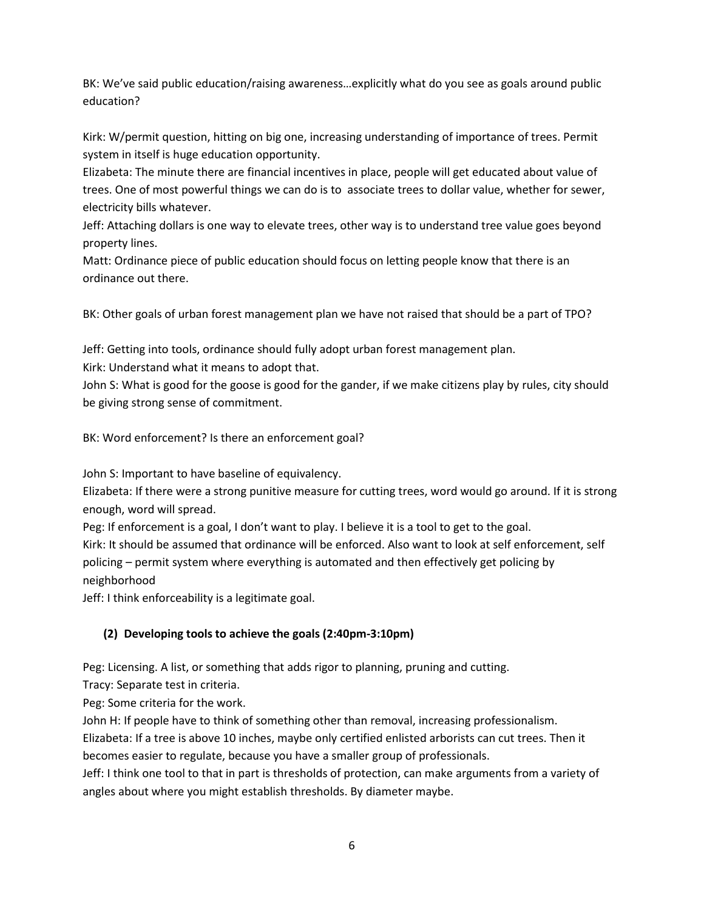BK: We've said public education/raising awareness…explicitly what do you see as goals around public education?

Kirk: W/permit question, hitting on big one, increasing understanding of importance of trees. Permit system in itself is huge education opportunity.
Elizabeta: The minute there are financial incentives in place, people will get educated about value of trees. One of most powerful things we can do is to associate trees to dollar value, whether for sewer, electricity bills whatever.
Jeff: Attaching dollars is one way to elevate trees, other way is to understand tree value goes beyond property lines.
Matt: Ordinance piece of public education should focus on letting people know that there is an ordinance out there.

BK: Other goals of urban forest management plan we have not raised that should be a part of TPO?

Jeff: Getting into tools, ordinance should fully adopt urban forest management plan.
Kirk: Understand what it means to adopt that.
John S: What is good for the goose is good for the gander, if we make citizens play by rules, city should be giving strong sense of commitment.

BK: Word enforcement? Is there an enforcement goal?

John S: Important to have baseline of equivalency.
Elizabeta: If there were a strong punitive measure for cutting trees, word would go around. If it is strong enough, word will spread.
Peg: If enforcement is a goal, I don't want to play. I believe it is a tool to get to the goal.
Kirk: It should be assumed that ordinance will be enforced. Also want to look at self enforcement, self policing – permit system where everything is automated and then effectively get policing by neighborhood
Jeff: I think enforceability is a legitimate goal.

**(2) Developing tools to achieve the goals (2:40pm-3:10pm)**

Peg: Licensing. A list, or something that adds rigor to planning, pruning and cutting.
Tracy: Separate test in criteria.
Peg: Some criteria for the work.
John H: If people have to think of something other than removal, increasing professionalism.
Elizabeta: If a tree is above 10 inches, maybe only certified enlisted arborists can cut trees. Then it becomes easier to regulate, because you have a smaller group of professionals.
Jeff: I think one tool to that in part is thresholds of protection, can make arguments from a variety of angles about where you might establish thresholds. By diameter maybe.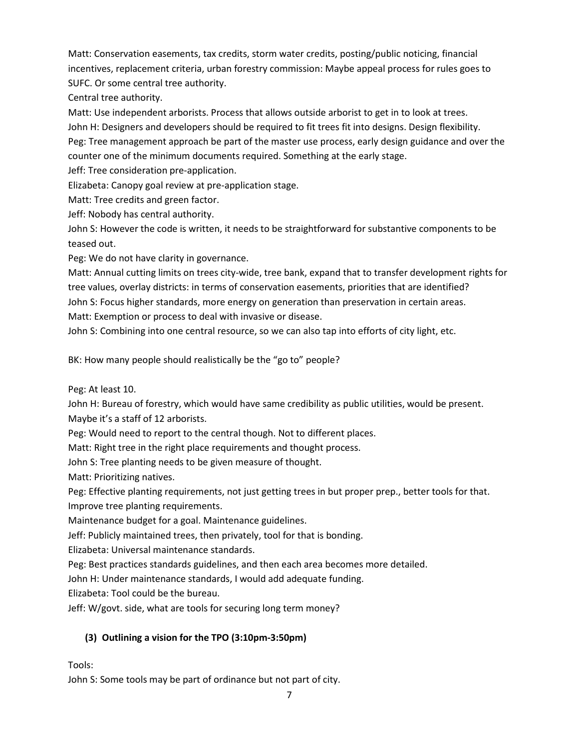Matt: Conservation easements, tax credits, storm water credits, posting/public noticing, financial incentives, replacement criteria, urban forestry commission: Maybe appeal process for rules goes to SUFC. Or some central tree authority.

Central tree authority.

Matt: Use independent arborists. Process that allows outside arborist to get in to look at trees.

John H: Designers and developers should be required to fit trees fit into designs. Design flexibility.

Peg: Tree management approach be part of the master use process, early design guidance and over the counter one of the minimum documents required. Something at the early stage.

Jeff: Tree consideration pre-application.

Elizabeta: Canopy goal review at pre-application stage.

Matt: Tree credits and green factor.

Jeff: Nobody has central authority.

John S: However the code is written, it needs to be straightforward for substantive components to be teased out.

Peg: We do not have clarity in governance.

Matt: Annual cutting limits on trees city-wide, tree bank, expand that to transfer development rights for tree values, overlay districts: in terms of conservation easements, priorities that are identified?

John S: Focus higher standards, more energy on generation than preservation in certain areas.

Matt: Exemption or process to deal with invasive or disease.

John S: Combining into one central resource, so we can also tap into efforts of city light, etc.

BK: How many people should realistically be the "go to" people?

Peg: At least 10.

John H: Bureau of forestry, which would have same credibility as public utilities, would be present. Maybe it's a staff of 12 arborists.

Peg: Would need to report to the central though. Not to different places.

Matt: Right tree in the right place requirements and thought process.

John S: Tree planting needs to be given measure of thought.

Matt: Prioritizing natives.

Peg: Effective planting requirements, not just getting trees in but proper prep., better tools for that. Improve tree planting requirements.

Maintenance budget for a goal. Maintenance guidelines.

Jeff: Publicly maintained trees, then privately, tool for that is bonding.

Elizabeta: Universal maintenance standards.

Peg: Best practices standards guidelines, and then each area becomes more detailed.

John H: Under maintenance standards, I would add adequate funding.

Elizabeta: Tool could be the bureau.

Jeff: W/govt. side, what are tools for securing long term money?

### (3) Outlining a vision for the TPO (3:10pm-3:50pm)

Tools:

John S: Some tools may be part of ordinance but not part of city.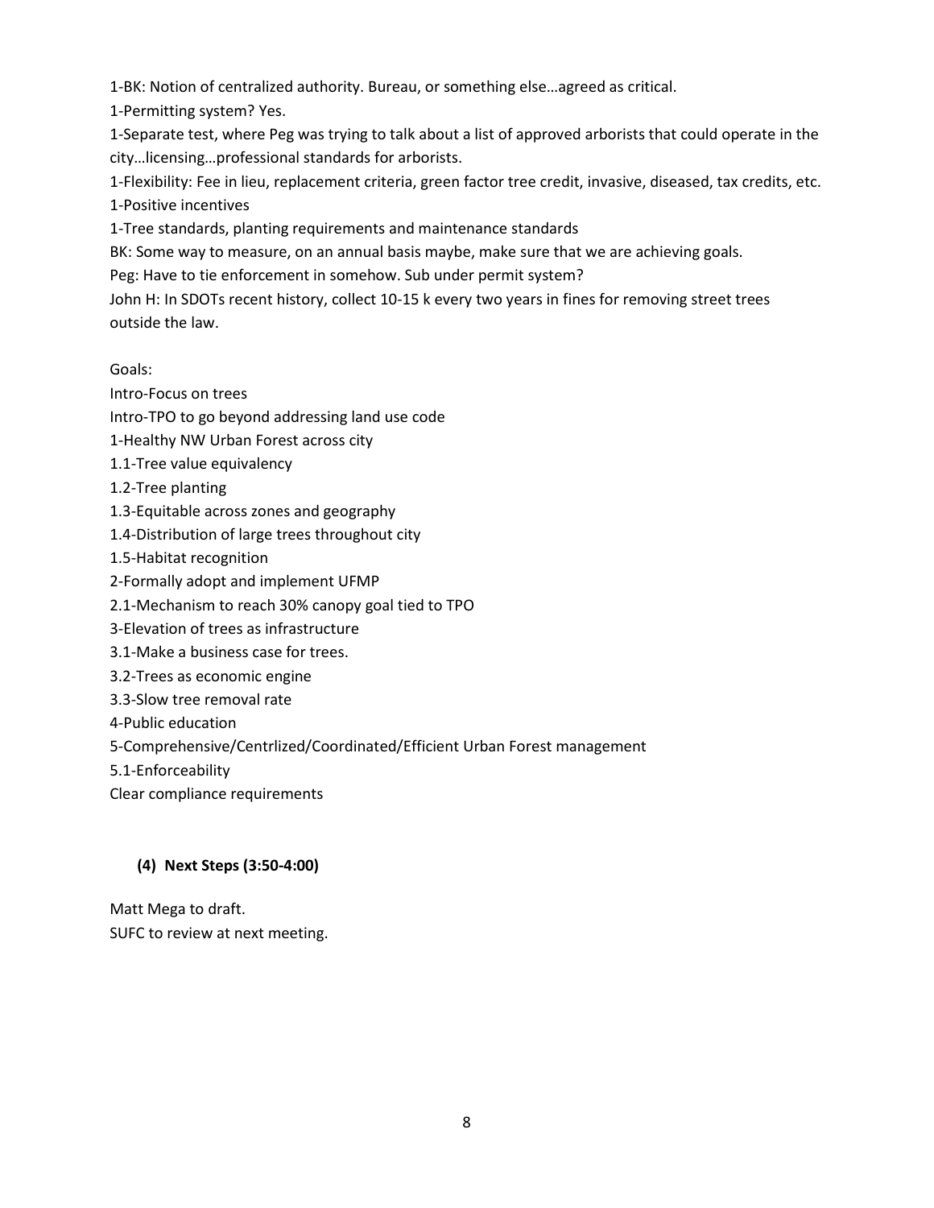1-BK: Notion of centralized authority. Bureau, or something else…agreed as critical.

1-Permitting system? Yes.

1-Separate test, where Peg was trying to talk about a list of approved arborists that could operate in the city…licensing…professional standards for arborists.

1-Flexibility: Fee in lieu, replacement criteria, green factor tree credit, invasive, diseased, tax credits, etc.

1-Positive incentives

1-Tree standards, planting requirements and maintenance standards

BK: Some way to measure, on an annual basis maybe, make sure that we are achieving goals.

Peg: Have to tie enforcement in somehow. Sub under permit system?

John H: In SDOTs recent history, collect 10-15 k every two years in fines for removing street trees outside the law.

Goals:

Intro-Focus on trees

Intro-TPO to go beyond addressing land use code

1-Healthy NW Urban Forest across city

1.1-Tree value equivalency

1.2-Tree planting

1.3-Equitable across zones and geography

1.4-Distribution of large trees throughout city

1.5-Habitat recognition

2-Formally adopt and implement UFMP

2.1-Mechanism to reach 30% canopy goal tied to TPO

3-Elevation of trees as infrastructure

3.1-Make a business case for trees.

3.2-Trees as economic engine

3.3-Slow tree removal rate

4-Public education

5-Comprehensive/Centrlized/Coordinated/Efficient Urban Forest management

5.1-Enforceability

Clear compliance requirements

**(4) Next Steps (3:50-4:00)**

Matt Mega to draft.

SUFC to review at next meeting.